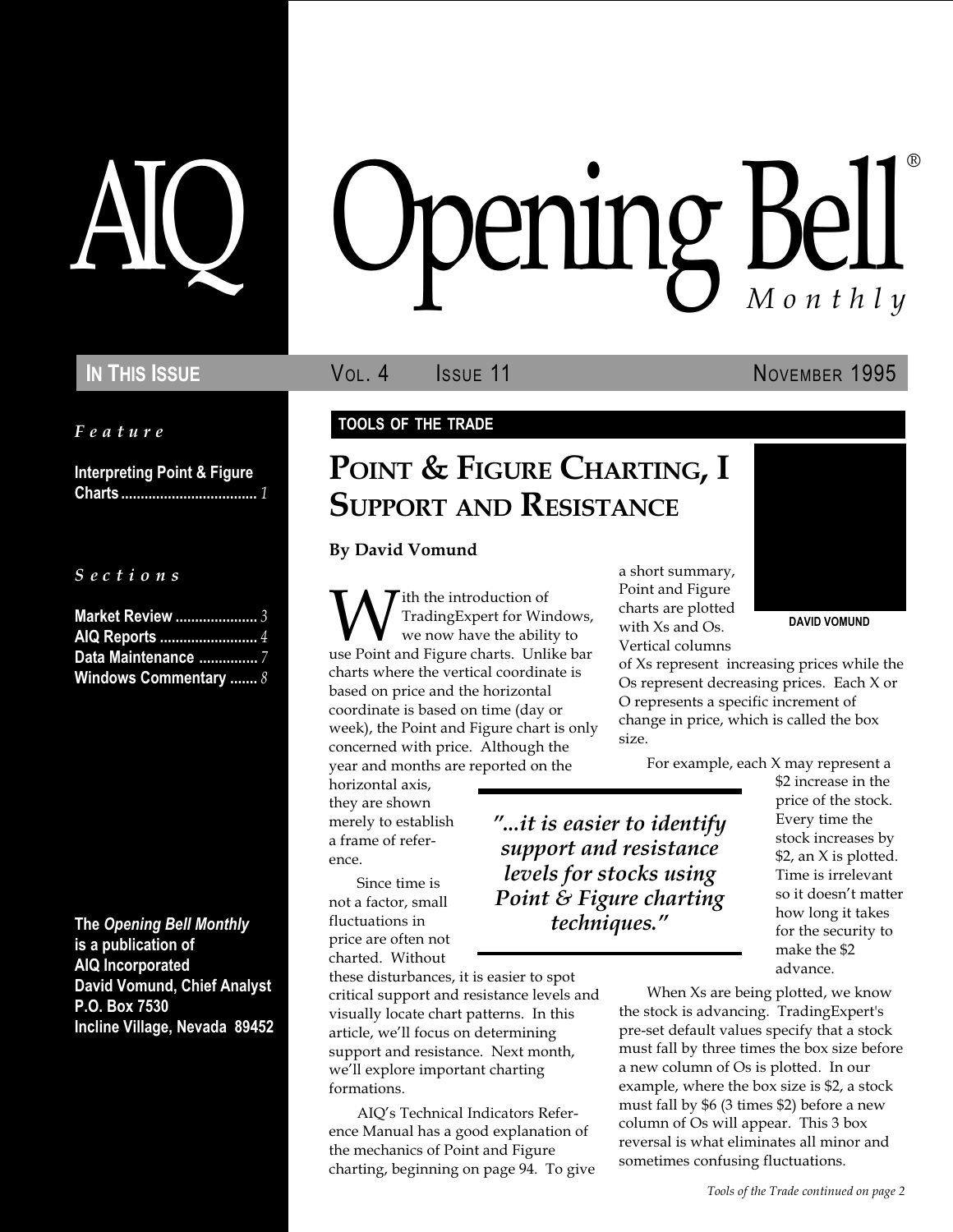# AIQ Opening Bell® Monthly

**IN THIS ISSUE** — VOL. 4 ISSUE 11 — NOVEMBER 1995

*Feature*

**Interpreting Point & Figure Charts** .................................. *1*

*Sections*

**Market Review** ..................... *3*
**AIQ Reports** ......................... *4*
**Data Maintenance** ............... *7*
**Windows Commentary** ....... *8*

**The *Opening Bell Monthly* is a publication of AIQ Incorporated**
**David Vomund, Chief Analyst**
**P.O. Box 7530**
**Incline Village, Nevada 89452**

**TOOLS OF THE TRADE**

## POINT & FIGURE CHARTING, I SUPPORT AND RESISTANCE

**By David Vomund**

DAVID VOMUND

With the introduction of TradingExpert for Windows, we now have the ability to use Point and Figure charts. Unlike bar charts where the vertical coordinate is based on price and the horizontal coordinate is based on time (day or week), the Point and Figure chart is only concerned with price. Although the year and months are reported on the horizontal axis, they are shown merely to establish a frame of reference.

Since time is not a factor, small fluctuations in price are often not charted. Without these disturbances, it is easier to spot critical support and resistance levels and visually locate chart patterns. In this article, we'll focus on determining support and resistance. Next month, we'll explore important charting formations.

AIQ's Technical Indicators Reference Manual has a good explanation of the mechanics of Point and Figure charting, beginning on page 94. To give a short summary, Point and Figure charts are plotted with Xs and Os. Vertical columns of Xs represent increasing prices while the Os represent decreasing prices. Each X or O represents a specific increment of change in price, which is called the box size.

> *"...it is easier to identify support and resistance levels for stocks using Point & Figure charting techniques."*

For example, each X may represent a $2 increase in the price of the stock. Every time the stock increases by $2, an X is plotted. Time is irrelevant so it doesn't matter how long it takes for the security to make the $2 advance.

When Xs are being plotted, we know the stock is advancing. TradingExpert's pre-set default values specify that a stock must fall by three times the box size before a new column of Os is plotted. In our example, where the box size is $2, a stock must fall by $6 (3 times $2) before a new column of Os will appear. This 3 box reversal is what eliminates all minor and sometimes confusing fluctuations.

*Tools of the Trade continued on page 2*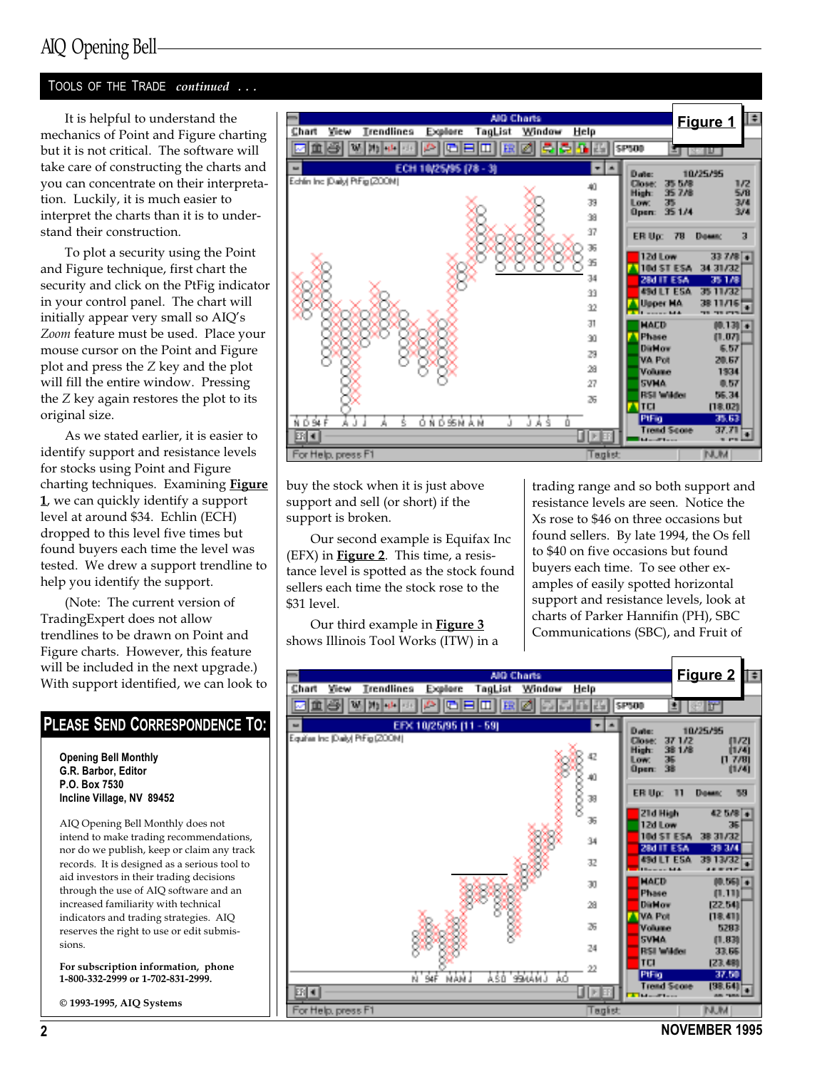## TOOLS OF THE TRADE *continued . . .*

It is helpful to understand the mechanics of Point and Figure charting but it is not critical. The software will take care of constructing the charts and you can concentrate on their interpretation. Luckily, it is much easier to interpret the charts than it is to understand their construction.

To plot a security using the Point and Figure technique, first chart the security and click on the PtFig indicator in your control panel. The chart will initially appear very small so AIQ's *Zoom* feature must be used. Place your mouse cursor on the Point and Figure plot and press the *Z* key and the plot will fill the entire window. Pressing the *Z* key again restores the plot to its original size.

As we stated earlier, it is easier to identify support and resistance levels for stocks using Point and Figure charting techniques. Examining **Figure 1**, we can quickly identify a support level at around $34. Echlin (ECH) dropped to this level five times but found buyers each time the level was tested. We drew a support trendline to help you identify the support.

(Note: The current version of TradingExpert does not allow trendlines to be drawn on Point and Figure charts. However, this feature will be included in the next upgrade.) With support identified, we can look to buy the stock when it is just above support and sell (or short) if the support is broken.

Our second example is Equifax Inc (EFX) in **Figure 2**. This time, a resistance level is spotted as the stock found sellers each time the stock rose to the $31 level.

Our third example in **Figure 3** shows Illinois Tool Works (ITW) in a trading range and so both support and resistance levels are seen. Notice the Xs rose to $46 on three occasions but found sellers. By late 1994, the Os fell to $40 on five occasions but found buyers each time. To see other examples of easily spotted horizontal support and resistance levels, look at charts of Parker Hannifin (PH), SBC Communications (SBC), and Fruit of

**Figure 1**

**Figure 2**

## PLEASE SEND CORRESPONDENCE TO:

**Opening Bell Monthly**
**G.R. Barbor, Editor**
**P.O. Box 7530**
**Incline Village, NV 89452**

AIQ Opening Bell Monthly does not intend to make trading recommendations, nor do we publish, keep or claim any track records. It is designed as a serious tool to aid investors in their trading decisions through the use of AIQ software and an increased familiarity with technical indicators and trading strategies. AIQ reserves the right to use or edit submissions.

**For subscription information, phone 1-800-332-2999 or 1-702-831-2999.**

**© 1993-1995, AIQ Systems**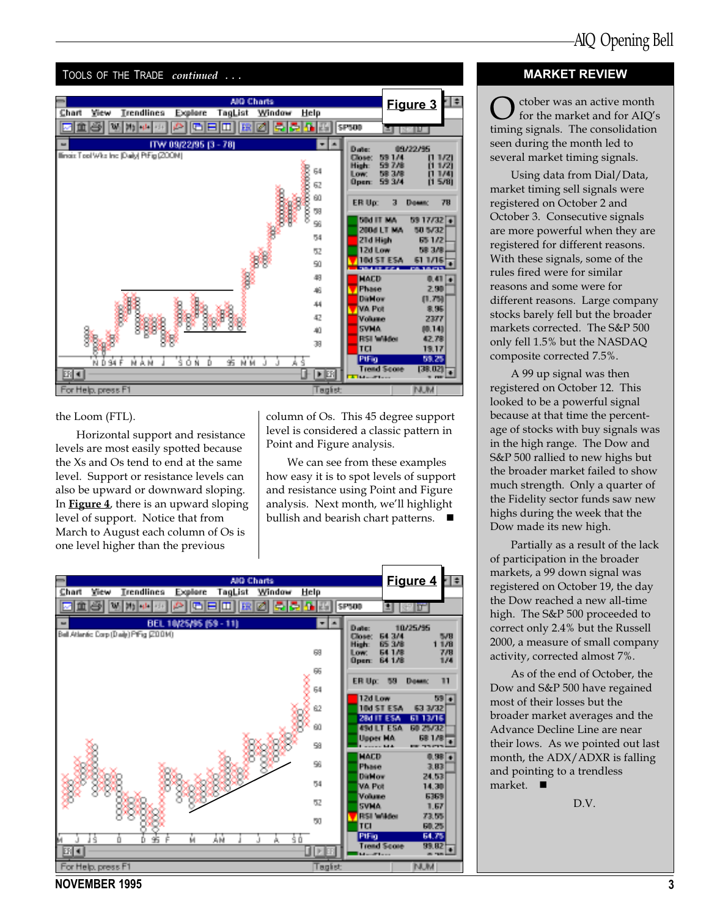## TOOLS OF THE TRADE *continued* . . .

**Figure 3**

the Loom (FTL).

Horizontal support and resistance levels are most easily spotted because the Xs and Os tend to end at the same level. Support or resistance levels can also be upward or downward sloping. In **Figure 4**, there is an upward sloping level of support. Notice that from March to August each column of Os is one level higher than the previous column of Os. This 45 degree support level is considered a classic pattern in Point and Figure analysis.

We can see from these examples how easy it is to spot levels of support and resistance using Point and Figure analysis. Next month, we'll highlight bullish and bearish chart patterns. ■

**Figure 4**

## MARKET REVIEW

October was an active month for the market and for AIQ's timing signals. The consolidation seen during the month led to several market timing signals.

Using data from Dial/Data, market timing sell signals were registered on October 2 and October 3. Consecutive signals are more powerful when they are registered for different reasons. With these signals, some of the rules fired were for similar reasons and some were for different reasons. Large company stocks barely fell but the broader markets corrected. The S&P 500 only fell 1.5% but the NASDAQ composite corrected 7.5%.

A 99 up signal was then registered on October 12. This looked to be a powerful signal because at that time the percentage of stocks with buy signals was in the high range. The Dow and S&P 500 rallied to new highs but the broader market failed to show much strength. Only a quarter of the Fidelity sector funds saw new highs during the week that the Dow made its new high.

Partially as a result of the lack of participation in the broader markets, a 99 down signal was registered on October 19, the day the Dow reached a new all-time high. The S&P 500 proceeded to correct only 2.4% but the Russell 2000, a measure of small company activity, corrected almost 7%.

As of the end of October, the Dow and S&P 500 have regained most of their losses but the broader market averages and the Advance Decline Line are near their lows. As we pointed out last month, the ADX/ADXR is falling and pointing to a trendless market. ■

D.V.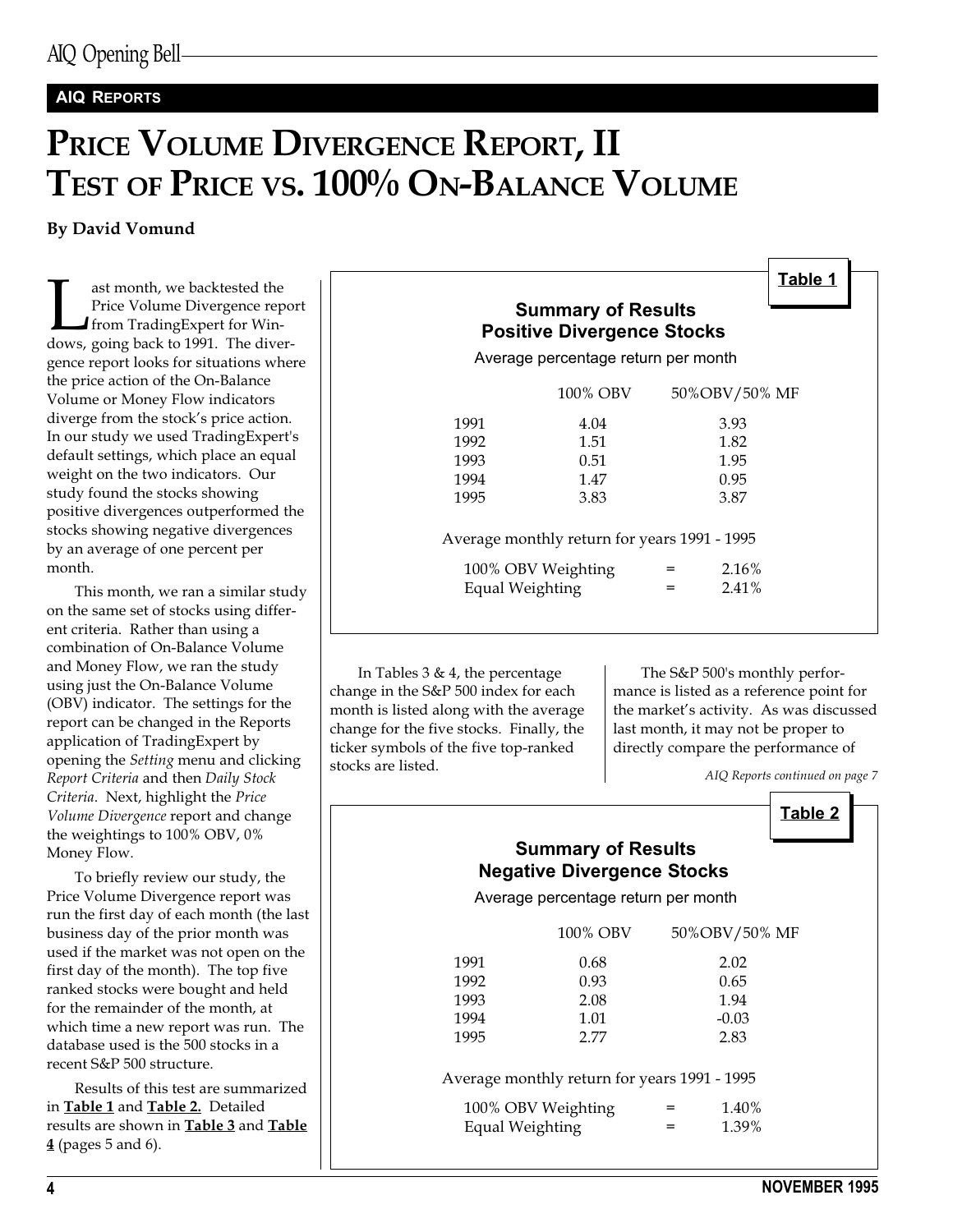**AIQ REPORTS**

# PRICE VOLUME DIVERGENCE REPORT, II
# TEST OF PRICE VS. 100% ON-BALANCE VOLUME

**By David Vomund**

Last month, we backtested the Price Volume Divergence report from TradingExpert for Windows, going back to 1991. The divergence report looks for situations where the price action of the On-Balance Volume or Money Flow indicators diverge from the stock's price action. In our study we used TradingExpert's default settings, which place an equal weight on the two indicators. Our study found the stocks showing positive divergences outperformed the stocks showing negative divergences by an average of one percent per month.

This month, we ran a similar study on the same set of stocks using different criteria. Rather than using a combination of On-Balance Volume and Money Flow, we ran the study using just the On-Balance Volume (OBV) indicator. The settings for the report can be changed in the Reports application of TradingExpert by opening the *Setting* menu and clicking *Report Criteria* and then *Daily Stock Criteria*. Next, highlight the *Price Volume Divergence* report and change the weightings to 100% OBV, 0% Money Flow.

To briefly review our study, the Price Volume Divergence report was run the first day of each month (the last business day of the prior month was used if the market was not open on the first day of the month). The top five ranked stocks were bought and held for the remainder of the month, at which time a new report was run. The database used is the 500 stocks in a recent S&P 500 structure.

Results of this test are summarized in **Table 1** and **Table 2.** Detailed results are shown in **Table 3** and **Table 4** (pages 5 and 6).

**Table 1**

**Summary of Results**
**Positive Divergence Stocks**

Average percentage return per month

| | 100% OBV | 50%OBV/50% MF |
|---|---|---|
| 1991 | 4.04 | 3.93 |
| 1992 | 1.51 | 1.82 |
| 1993 | 0.51 | 1.95 |
| 1994 | 1.47 | 0.95 |
| 1995 | 3.83 | 3.87 |

Average monthly return for years 1991 - 1995

| | | |
|---|---|---|
| 100% OBV Weighting | = | 2.16% |
| Equal Weighting | = | 2.41% |

In Tables 3 & 4, the percentage change in the S&P 500 index for each month is listed along with the average change for the five stocks. Finally, the ticker symbols of the five top-ranked stocks are listed.

The S&P 500's monthly performance is listed as a reference point for the market's activity. As was discussed last month, it may not be proper to directly compare the performance of

*AIQ Reports continued on page 7*

**Table 2**

**Summary of Results**
**Negative Divergence Stocks**

Average percentage return per month

| | 100% OBV | 50%OBV/50% MF |
|---|---|---|
| 1991 | 0.68 | 2.02 |
| 1992 | 0.93 | 0.65 |
| 1993 | 2.08 | 1.94 |
| 1994 | 1.01 | -0.03 |
| 1995 | 2.77 | 2.83 |

Average monthly return for years 1991 - 1995

| | | |
|---|---|---|
| 100% OBV Weighting | = | 1.40% |
| Equal Weighting | = | 1.39% |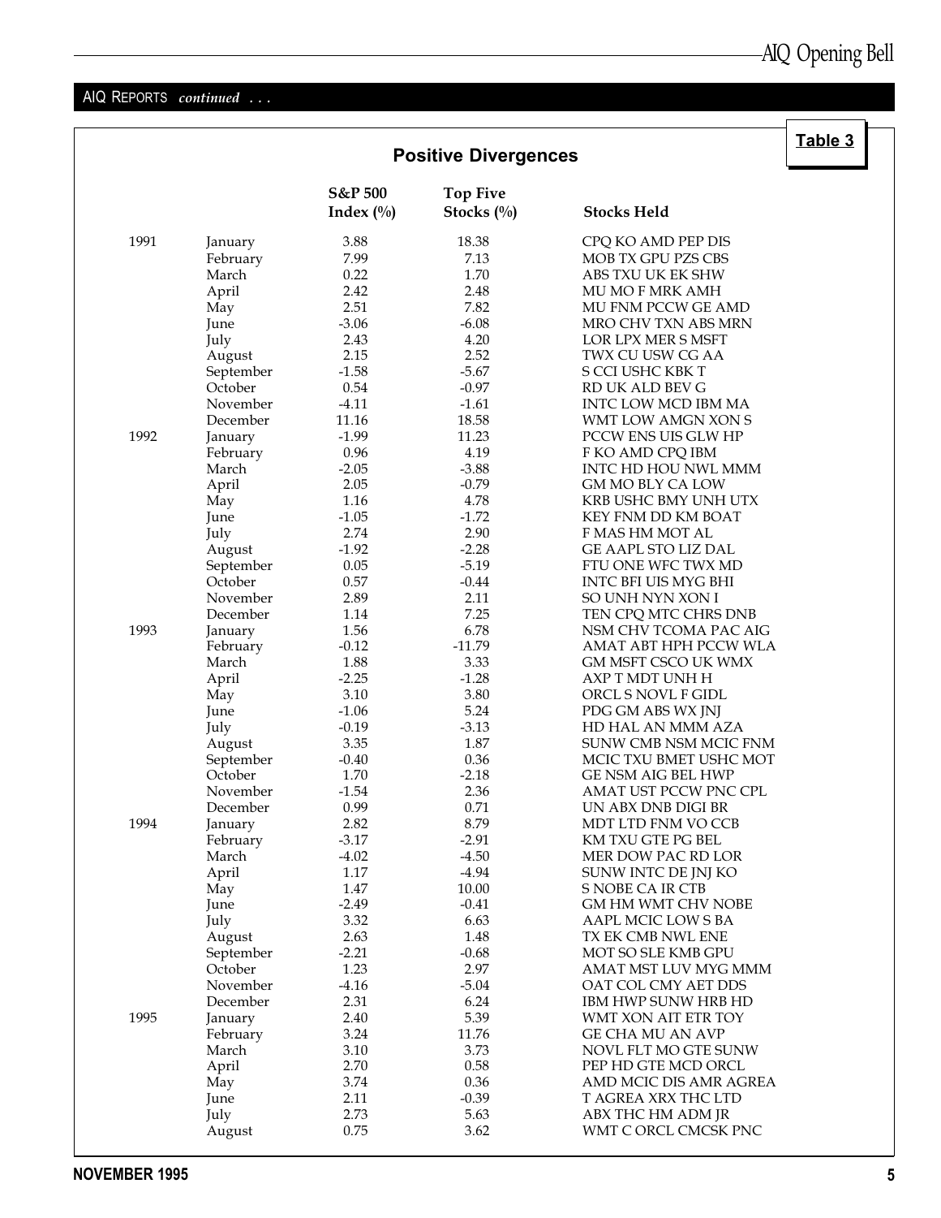AIQ REPORTS *continued . . .*

**Table 3**

## Positive Divergences

| | | S&P 500 Index (%) | Top Five Stocks (%) | Stocks Held |
|---|---|---|---|---|
| 1991 | January | 3.88 | 18.38 | CPQ KO AMD PEP DIS |
| | February | 7.99 | 7.13 | MOB TX GPU PZS CBS |
| | March | 0.22 | 1.70 | ABS TXU UK EK SHW |
| | April | 2.42 | 2.48 | MU MO F MRK AMH |
| | May | 2.51 | 7.82 | MU FNM PCCW GE AMD |
| | June | -3.06 | -6.08 | MRO CHV TXN ABS MRN |
| | July | 2.43 | 4.20 | LOR LPX MER S MSFT |
| | August | 2.15 | 2.52 | TWX CU USW CG AA |
| | September | -1.58 | -5.67 | S CCI USHC KBK T |
| | October | 0.54 | -0.97 | RD UK ALD BEV G |
| | November | -4.11 | -1.61 | INTC LOW MCD IBM MA |
| | December | 11.16 | 18.58 | WMT LOW AMGN XON S |
| 1992 | January | -1.99 | 11.23 | PCCW ENS UIS GLW HP |
| | February | 0.96 | 4.19 | F KO AMD CPQ IBM |
| | March | -2.05 | -3.88 | INTC HD HOU NWL MMM |
| | April | 2.05 | -0.79 | GM MO BLY CA LOW |
| | May | 1.16 | 4.78 | KRB USHC BMY UNH UTX |
| | June | -1.05 | -1.72 | KEY FNM DD KM BOAT |
| | July | 2.74 | 2.90 | F MAS HM MOT AL |
| | August | -1.92 | -2.28 | GE AAPL STO LIZ DAL |
| | September | 0.05 | -5.19 | FTU ONE WFC TWX MD |
| | October | 0.57 | -0.44 | INTC BFI UIS MYG BHI |
| | November | 2.89 | 2.11 | SO UNH NYN XON I |
| | December | 1.14 | 7.25 | TEN CPQ MTC CHRS DNB |
| 1993 | January | 1.56 | 6.78 | NSM CHV TCOMA PAC AIG |
| | February | -0.12 | -11.79 | AMAT ABT HPH PCCW WLA |
| | March | 1.88 | 3.33 | GM MSFT CSCO UK WMX |
| | April | -2.25 | -1.28 | AXP T MDT UNH H |
| | May | 3.10 | 3.80 | ORCL S NOVL F GIDL |
| | June | -1.06 | 5.24 | PDG GM ABS WX JNJ |
| | July | -0.19 | -3.13 | HD HAL AN MMM AZA |
| | August | 3.35 | 1.87 | SUNW CMB NSM MCIC FNM |
| | September | -0.40 | 0.36 | MCIC TXU BMET USHC MOT |
| | October | 1.70 | -2.18 | GE NSM AIG BEL HWP |
| | November | -1.54 | 2.36 | AMAT UST PCCW PNC CPL |
| | December | 0.99 | 0.71 | UN ABX DNB DIGI BR |
| 1994 | January | 2.82 | 8.79 | MDT LTD FNM VO CCB |
| | February | -3.17 | -2.91 | KM TXU GTE PG BEL |
| | March | -4.02 | -4.50 | MER DOW PAC RD LOR |
| | April | 1.17 | -4.94 | SUNW INTC DE JNJ KO |
| | May | 1.47 | 10.00 | S NOBE CA IR CTB |
| | June | -2.49 | -0.41 | GM HM WMT CHV NOBE |
| | July | 3.32 | 6.63 | AAPL MCIC LOW S BA |
| | August | 2.63 | 1.48 | TX EK CMB NWL ENE |
| | September | -2.21 | -0.68 | MOT SO SLE KMB GPU |
| | October | 1.23 | 2.97 | AMAT MST LUV MYG MMM |
| | November | -4.16 | -5.04 | OAT COL CMY AET DDS |
| | December | 2.31 | 6.24 | IBM HWP SUNW HRB HD |
| 1995 | January | 2.40 | 5.39 | WMT XON AIT ETR TOY |
| | February | 3.24 | 11.76 | GE CHA MU AN AVP |
| | March | 3.10 | 3.73 | NOVL FLT MO GTE SUNW |
| | April | 2.70 | 0.58 | PEP HD GTE MCD ORCL |
| | May | 3.74 | 0.36 | AMD MCIC DIS AMR AGREA |
| | June | 2.11 | -0.39 | T AGREA XRX THC LTD |
| | July | 2.73 | 5.63 | ABX THC HM ADM JR |
| | August | 0.75 | 3.62 | WMT C ORCL CMCSK PNC |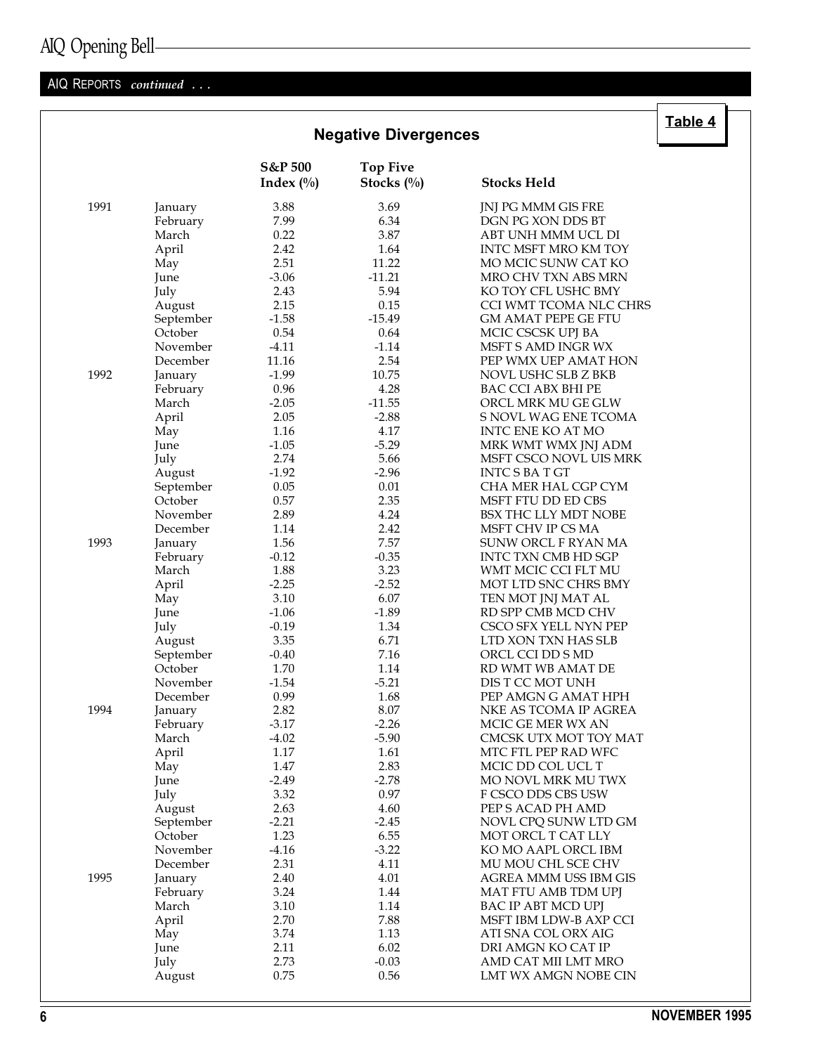AIQ Reports *continued . . .*

## Table 4

### Negative Divergences

| | | S&P 500 Index (%) | Top Five Stocks (%) | Stocks Held |
|---|---|---|---|---|
| 1991 | January | 3.88 | 3.69 | JNJ PG MMM GIS FRE |
| | February | 7.99 | 6.34 | DGN PG XON DDS BT |
| | March | 0.22 | 3.87 | ABT UNH MMM UCL DI |
| | April | 2.42 | 1.64 | INTC MSFT MRO KM TOY |
| | May | 2.51 | 11.22 | MO MCIC SUNW CAT KO |
| | June | -3.06 | -11.21 | MRO CHV TXN ABS MRN |
| | July | 2.43 | 5.94 | KO TOY CFL USHC BMY |
| | August | 2.15 | 0.15 | CCI WMT TCOMA NLC CHRS |
| | September | -1.58 | -15.49 | GM AMAT PEPE GE FTU |
| | October | 0.54 | 0.64 | MCIC CSCSK UPJ BA |
| | November | -4.11 | -1.14 | MSFT S AMD INGR WX |
| | December | 11.16 | 2.54 | PEP WMX UEP AMAT HON |
| 1992 | January | -1.99 | 10.75 | NOVL USHC SLB Z BKB |
| | February | 0.96 | 4.28 | BAC CCI ABX BHI PE |
| | March | -2.05 | -11.55 | ORCL MRK MU GE GLW |
| | April | 2.05 | -2.88 | S NOVL WAG ENE TCOMA |
| | May | 1.16 | 4.17 | INTC ENE KO AT MO |
| | June | -1.05 | -5.29 | MRK WMT WMX JNJ ADM |
| | July | 2.74 | 5.66 | MSFT CSCO NOVL UIS MRK |
| | August | -1.92 | -2.96 | INTC S BA T GT |
| | September | 0.05 | 0.01 | CHA MER HAL CGP CYM |
| | October | 0.57 | 2.35 | MSFT FTU DD ED CBS |
| | November | 2.89 | 4.24 | BSX THC LLY MDT NOBE |
| | December | 1.14 | 2.42 | MSFT CHV IP CS MA |
| 1993 | January | 1.56 | 7.57 | SUNW ORCL F RYAN MA |
| | February | -0.12 | -0.35 | INTC TXN CMB HD SGP |
| | March | 1.88 | 3.23 | WMT MCIC CCI FLT MU |
| | April | -2.25 | -2.52 | MOT LTD SNC CHRS BMY |
| | May | 3.10 | 6.07 | TEN MOT JNJ MAT AL |
| | June | -1.06 | -1.89 | RD SPP CMB MCD CHV |
| | July | -0.19 | 1.34 | CSCO SFX YELL NYN PEP |
| | August | 3.35 | 6.71 | LTD XON TXN HAS SLB |
| | September | -0.40 | 7.16 | ORCL CCI DD S MD |
| | October | 1.70 | 1.14 | RD WMT WB AMAT DE |
| | November | -1.54 | -5.21 | DIS T CC MOT UNH |
| | December | 0.99 | 1.68 | PEP AMGN G AMAT HPH |
| 1994 | January | 2.82 | 8.07 | NKE AS TCOMA IP AGREA |
| | February | -3.17 | -2.26 | MCIC GE MER WX AN |
| | March | -4.02 | -5.90 | CMCSK UTX MOT TOY MAT |
| | April | 1.17 | 1.61 | MTC FTL PEP RAD WFC |
| | May | 1.47 | 2.83 | MCIC DD COL UCL T |
| | June | -2.49 | -2.78 | MO NOVL MRK MU TWX |
| | July | 3.32 | 0.97 | F CSCO DDS CBS USW |
| | August | 2.63 | 4.60 | PEP S ACAD PH AMD |
| | September | -2.21 | -2.45 | NOVL CPQ SUNW LTD GM |
| | October | 1.23 | 6.55 | MOT ORCL T CAT LLY |
| | November | -4.16 | -3.22 | KO MO AAPL ORCL IBM |
| | December | 2.31 | 4.11 | MU MOU CHL SCE CHV |
| 1995 | January | 2.40 | 4.01 | AGREA MMM USS IBM GIS |
| | February | 3.24 | 1.44 | MAT FTU AMB TDM UPJ |
| | March | 3.10 | 1.14 | BAC IP ABT MCD UPJ |
| | April | 2.70 | 7.88 | MSFT IBM LDW-B AXP CCI |
| | May | 3.74 | 1.13 | ATI SNA COL ORX AIG |
| | June | 2.11 | 6.02 | DRI AMGN KO CAT IP |
| | July | 2.73 | -0.03 | AMD CAT MII LMT MRO |
| | August | 0.75 | 0.56 | LMT WX AMGN NOBE CIN |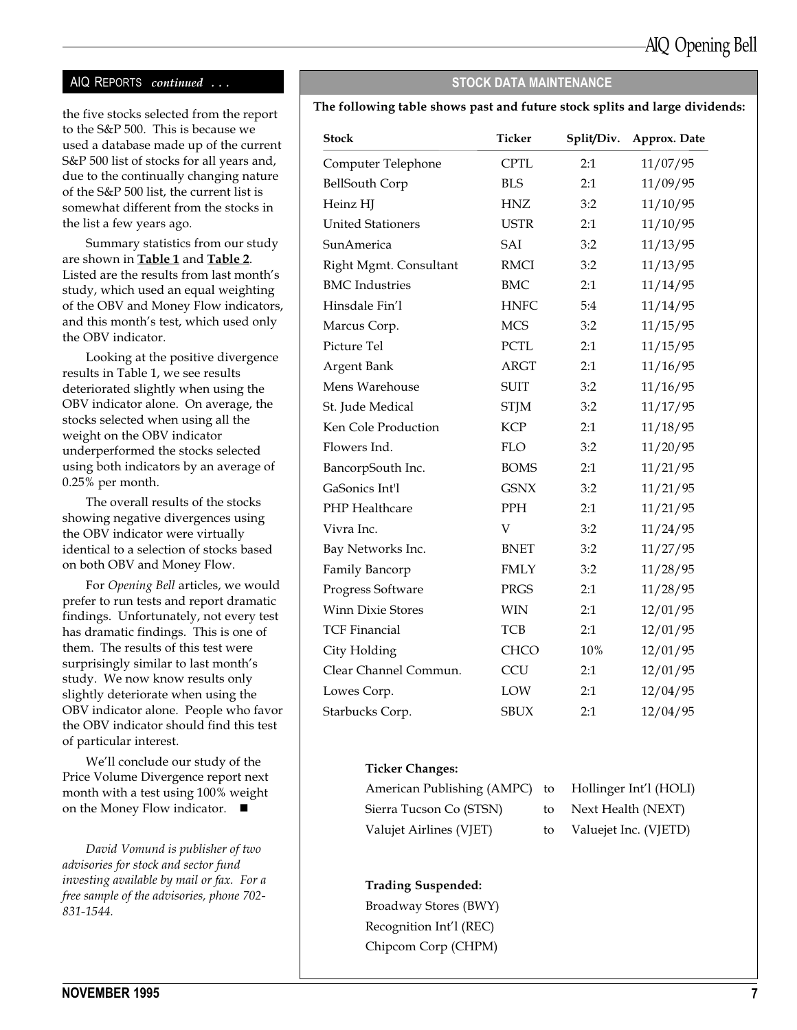## AIQ REPORTS *continued . . .*

the five stocks selected from the report to the S&P 500. This is because we used a database made up of the current S&P 500 list of stocks for all years and, due to the continually changing nature of the S&P 500 list, the current list is somewhat different from the stocks in the list a few years ago.

Summary statistics from our study are shown in **Table 1** and **Table 2**. Listed are the results from last month's study, which used an equal weighting of the OBV and Money Flow indicators, and this month's test, which used only the OBV indicator.

Looking at the positive divergence results in Table 1, we see results deteriorated slightly when using the OBV indicator alone. On average, the stocks selected when using all the weight on the OBV indicator underperformed the stocks selected using both indicators by an average of 0.25% per month.

The overall results of the stocks showing negative divergences using the OBV indicator were virtually identical to a selection of stocks based on both OBV and Money Flow.

For *Opening Bell* articles, we would prefer to run tests and report dramatic findings. Unfortunately, not every test has dramatic findings. This is one of them. The results of this test were surprisingly similar to last month's study. We now know results only slightly deteriorate when using the OBV indicator alone. People who favor the OBV indicator should find this test of particular interest.

We'll conclude our study of the Price Volume Divergence report next month with a test using 100% weight on the Money Flow indicator. ■

*David Vomund is publisher of two advisories for stock and sector fund investing available by mail or fax. For a free sample of the advisories, phone 702-831-1544.*

## STOCK DATA MAINTENANCE

**The following table shows past and future stock splits and large dividends:**

| Stock | Ticker | Split/Div. | Approx. Date |
|---|---|---|---|
| Computer Telephone | CPTL | 2:1 | 11/07/95 |
| BellSouth Corp | BLS | 2:1 | 11/09/95 |
| Heinz HJ | HNZ | 3:2 | 11/10/95 |
| United Stationers | USTR | 2:1 | 11/10/95 |
| SunAmerica | SAI | 3:2 | 11/13/95 |
| Right Mgmt. Consultant | RMCI | 3:2 | 11/13/95 |
| BMC Industries | BMC | 2:1 | 11/14/95 |
| Hinsdale Fin'l | HNFC | 5:4 | 11/14/95 |
| Marcus Corp. | MCS | 3:2 | 11/15/95 |
| Picture Tel | PCTL | 2:1 | 11/15/95 |
| Argent Bank | ARGT | 2:1 | 11/16/95 |
| Mens Warehouse | SUIT | 3:2 | 11/16/95 |
| St. Jude Medical | STJM | 3:2 | 11/17/95 |
| Ken Cole Production | KCP | 2:1 | 11/18/95 |
| Flowers Ind. | FLO | 3:2 | 11/20/95 |
| BancorpSouth Inc. | BOMS | 2:1 | 11/21/95 |
| GaSonics Int'l | GSNX | 3:2 | 11/21/95 |
| PHP Healthcare | PPH | 2:1 | 11/21/95 |
| Vivra Inc. | V | 3:2 | 11/24/95 |
| Bay Networks Inc. | BNET | 3:2 | 11/27/95 |
| Family Bancorp | FMLY | 3:2 | 11/28/95 |
| Progress Software | PRGS | 2:1 | 11/28/95 |
| Winn Dixie Stores | WIN | 2:1 | 12/01/95 |
| TCF Financial | TCB | 2:1 | 12/01/95 |
| City Holding | CHCO | 10% | 12/01/95 |
| Clear Channel Commun. | CCU | 2:1 | 12/01/95 |
| Lowes Corp. | LOW | 2:1 | 12/04/95 |
| Starbucks Corp. | SBUX | 2:1 | 12/04/95 |

**Ticker Changes:**

American Publishing (AMPC) to Hollinger Int'l (HOLI)
Sierra Tucson Co (STSN) to Next Health (NEXT)
Valujet Airlines (VJET) to Valuejet Inc. (VJETD)

**Trading Suspended:**

Broadway Stores (BWY)
Recognition Int'l (REC)
Chipcom Corp (CHPM)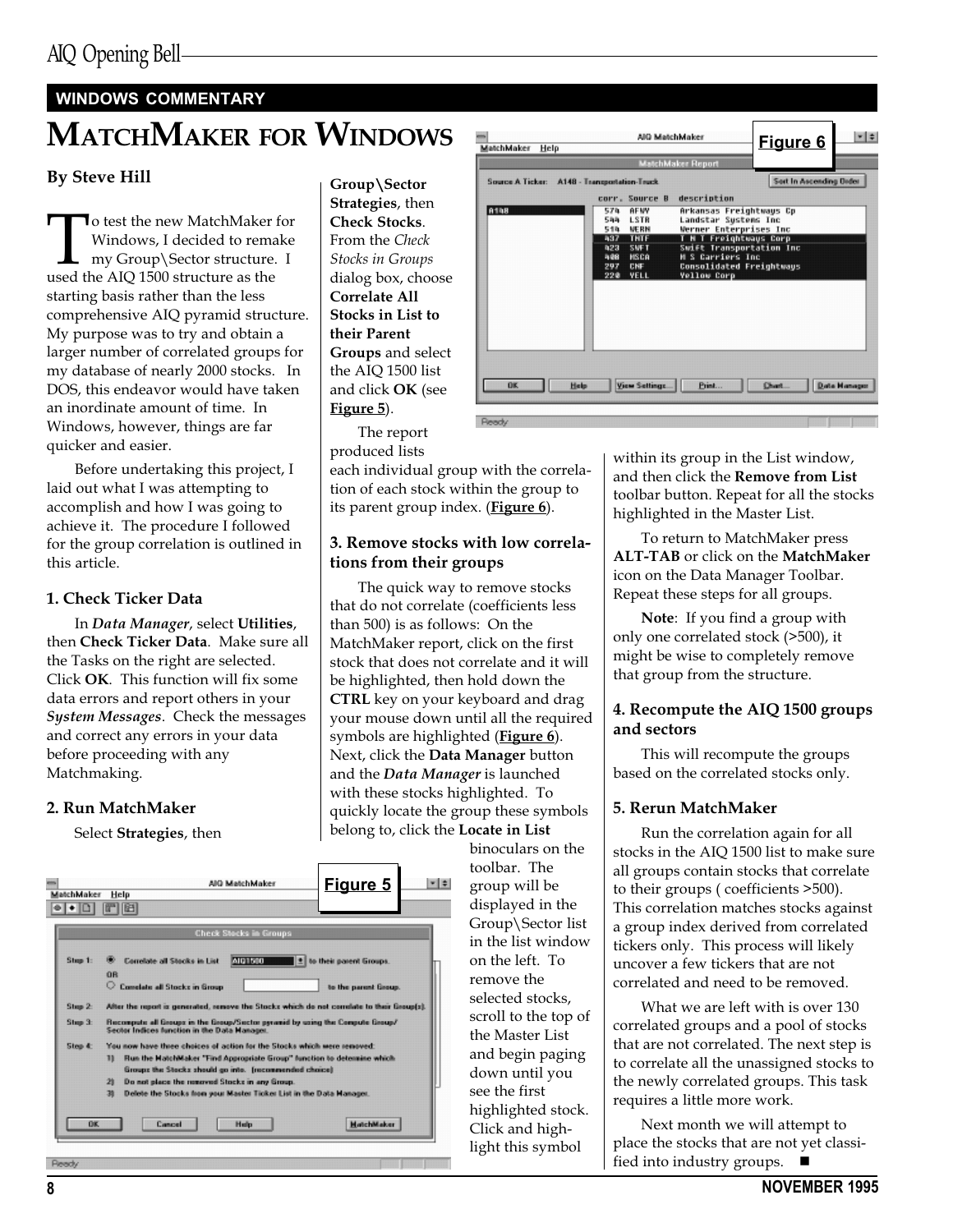WINDOWS COMMENTARY

# MatchMaker for Windows

**By Steve Hill**

To test the new MatchMaker for Windows, I decided to remake my Group\Sector structure. I used the AIQ 1500 structure as the starting basis rather than the less comprehensive AIQ pyramid structure. My purpose was to try and obtain a larger number of correlated groups for my database of nearly 2000 stocks. In DOS, this endeavor would have taken an inordinate amount of time. In Windows, however, things are far quicker and easier.

Before undertaking this project, I laid out what I was attempting to accomplish and how I was going to achieve it. The procedure I followed for the group correlation is outlined in this article.

### 1. Check Ticker Data

In ***Data Manager***, select **Utilities**, then **Check Ticker Data**. Make sure all the Tasks on the right are selected. Click **OK**. This function will fix some data errors and report others in your ***System Messages***. Check the messages and correct any errors in your data before proceeding with any Matchmaking.

### 2. Run MatchMaker

Select **Strategies**, then **Group\Sector Strategies**, then **Check Stocks**. From the *Check Stocks in Groups* dialog box, choose **Correlate All Stocks in List to their Parent Groups** and select the AIQ 1500 list and click **OK** (see **Figure 5**).

The report produced lists each individual group with the correlation of each stock within the group to its parent group index. (**Figure 6**).

### 3. Remove stocks with low correlations from their groups

The quick way to remove stocks that do not correlate (coefficients less than 500) is as follows: On the MatchMaker report, click on the first stock that does not correlate and it will be highlighted, then hold down the **CTRL** key on your keyboard and drag your mouse down until all the required symbols are highlighted (**Figure 6**). Next, click the **Data Manager** button and the ***Data Manager*** is launched with these stocks highlighted. To quickly locate the group these symbols belong to, click the **Locate in List** binoculars on the toolbar. The group will be displayed in the Group\Sector list in the list window on the left. To remove the selected stocks, scroll to the top of the Master List and begin paging down until you see the first highlighted stock. Click and highlight this symbol within its group in the List window, and then click the **Remove from List** toolbar button. Repeat for all the stocks highlighted in the Master List.

To return to MatchMaker press **ALT-TAB** or click on the **MatchMaker** icon on the Data Manager Toolbar. Repeat these steps for all groups.

**Note**: If you find a group with only one correlated stock (>500), it might be wise to completely remove that group from the structure.

### 4. Recompute the AIQ 1500 groups and sectors

This will recompute the groups based on the correlated stocks only.

### 5. Rerun MatchMaker

Run the correlation again for all stocks in the AIQ 1500 list to make sure all groups contain stocks that correlate to their groups ( coefficients >500). This correlation matches stocks against a group index derived from correlated tickers only. This process will likely uncover a few tickers that are not correlated and need to be removed.

What we are left with is over 130 correlated groups and a pool of stocks that are not correlated. The next step is to correlate all the unassigned stocks to the newly correlated groups. This task requires a little more work.

Next month we will attempt to place the stocks that are not yet classified into industry groups. ■

**Figure 5**

AIQ MatchMaker

MatchMaker Help

Check Stocks in Groups

Step 1: ◉ Correlate all Stocks in List AIQ1500 to their parent Groups.
OR
○ Correlate all Stocks in Group to the parent Group.

Step 2: After the report is generated, remove the Stocks which do not correlate to their Group(s).

Step 3: Recompute all Groups in the Group/Sector pyramid by using the Compute Group/Sector Indices function in the Data Manager.

Step 4: You now have three choices of action for the Stocks which were removed:
1) Run the MatchMaker "Find Appropriate Group" function to determine which Groups the Stocks should go into. (recommended choice)
2) Do not place the removed Stocks in any Group.
3) Delete the Stocks from your Master Ticker List in the Data Manager.

OK Cancel Help MatchMaker

Ready

**Figure 6**

AIQ MatchMaker

MatchMaker Help

MatchMaker Report

Source A Ticker: A148 - Transportation-Truck

Sort In Ascending Order

A148

| corr. | Source B | description |
|---|---|---|
| 574 | AFWY | Arkansas Freightways Cp |
| 544 | LSTR | Landstar Systems Inc |
| 516 | WERN | Werner Enterprises Inc |
| 437 | TMTF | T M T Freightways Corp |
| 423 | SWFT | Swift Transportation Inc |
| 408 | MSCA | M S Carriers Inc |
| 297 | CNF | Consolidated Freightways |
| 220 | YELL | Yellow Corp |

OK Help View Settings... Print... Chart... Data Manager

Ready